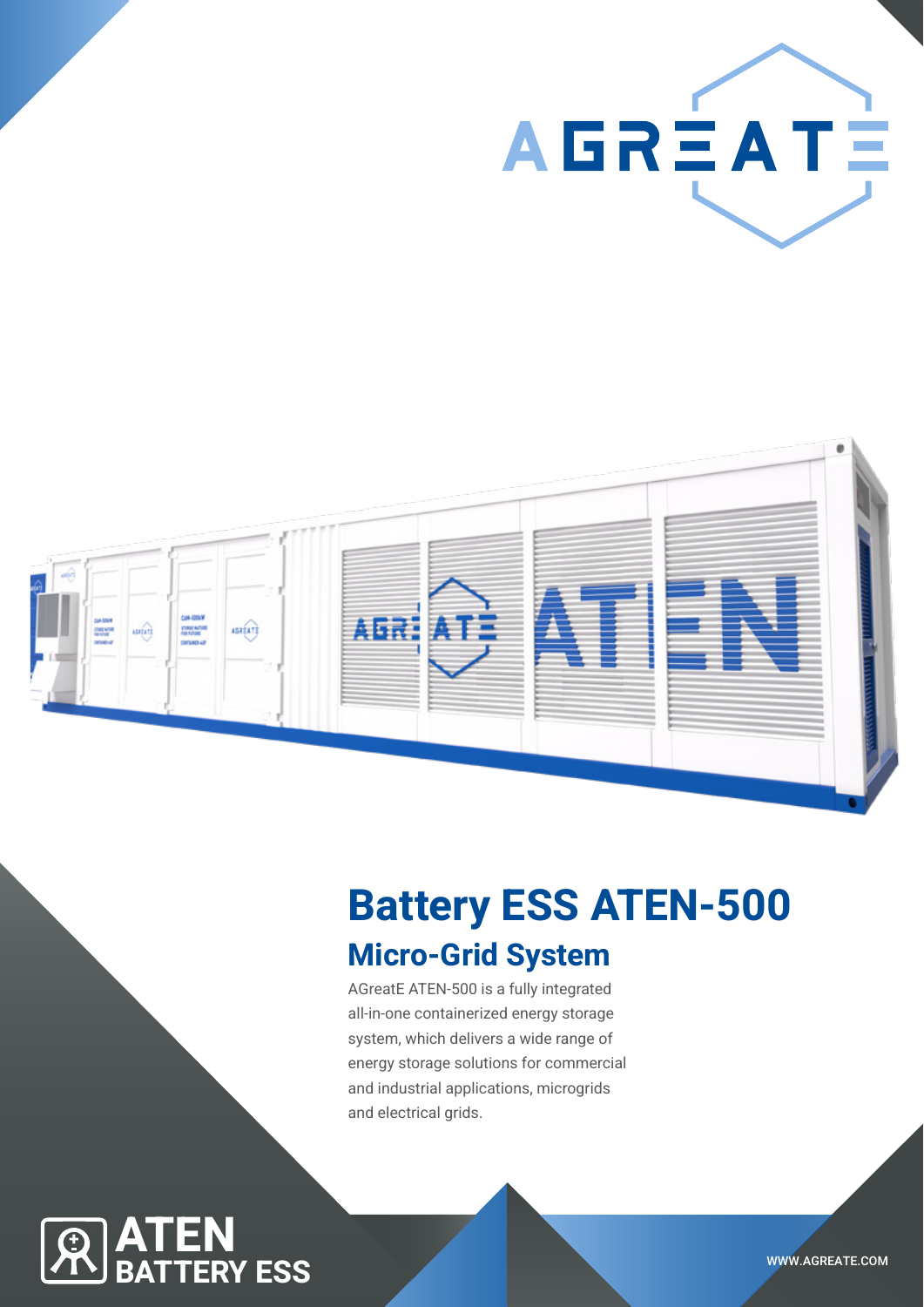AGREATE

# Battery ESS ATEN-500

## Micro-Grid System

AGreatE ATEN-500 is a fully integrated all-in-one containerized energy storage system, which delivers a wide range of energy storage solutions for commercial and industrial applications, microgrids and electrical grids.

**ATEN BATTERY ESS**

WWW.AGREATE.COM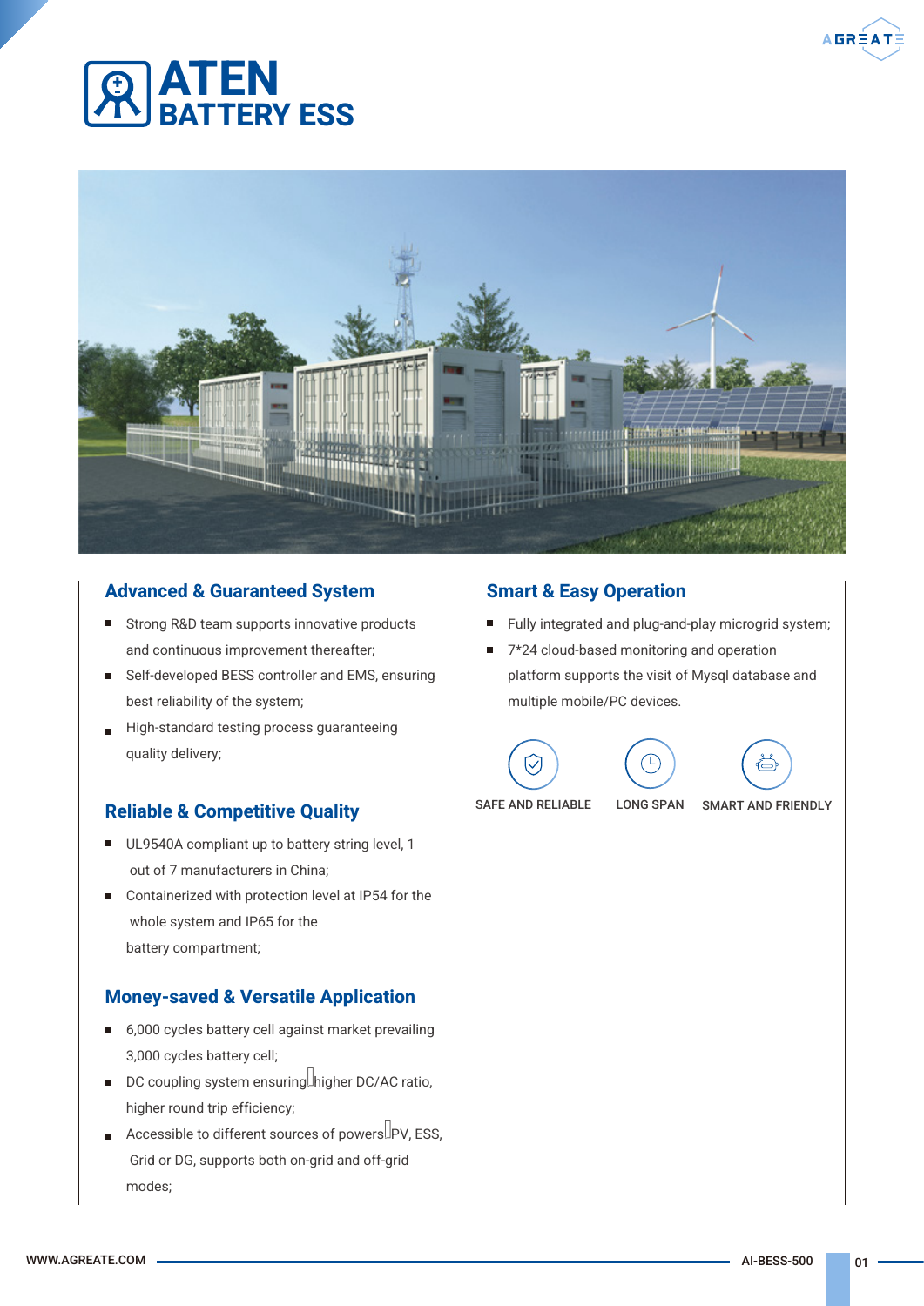# ATEN BATTERY ESS

## Advanced & Guaranteed System

- Strong R&D team supports innovative products and continuous improvement thereafter;
- Self-developed BESS controller and EMS, ensuring best reliability of the system;
- High-standard testing process guaranteeing quality delivery;

## Reliable & Competitive Quality

- UL9540A compliant up to battery string level, 1 out of 7 manufacturers in China;
- Containerized with protection level at IP54 for the whole system and IP65 for the battery compartment;

## Money-saved & Versatile Application

- 6,000 cycles battery cell against market prevailing 3,000 cycles battery cell;
- DC coupling system ensuring higher DC/AC ratio, higher round trip efficiency;
- Accessible to different sources of powers PV, ESS, Grid or DG, supports both on-grid and off-grid modes;

## Smart & Easy Operation

- Fully integrated and plug-and-play microgrid system;
- 7*24 cloud-based monitoring and operation platform supports the visit of Mysql database and multiple mobile/PC devices.

SAFE AND RELIABLE | LONG SPAN | SMART AND FRIENDLY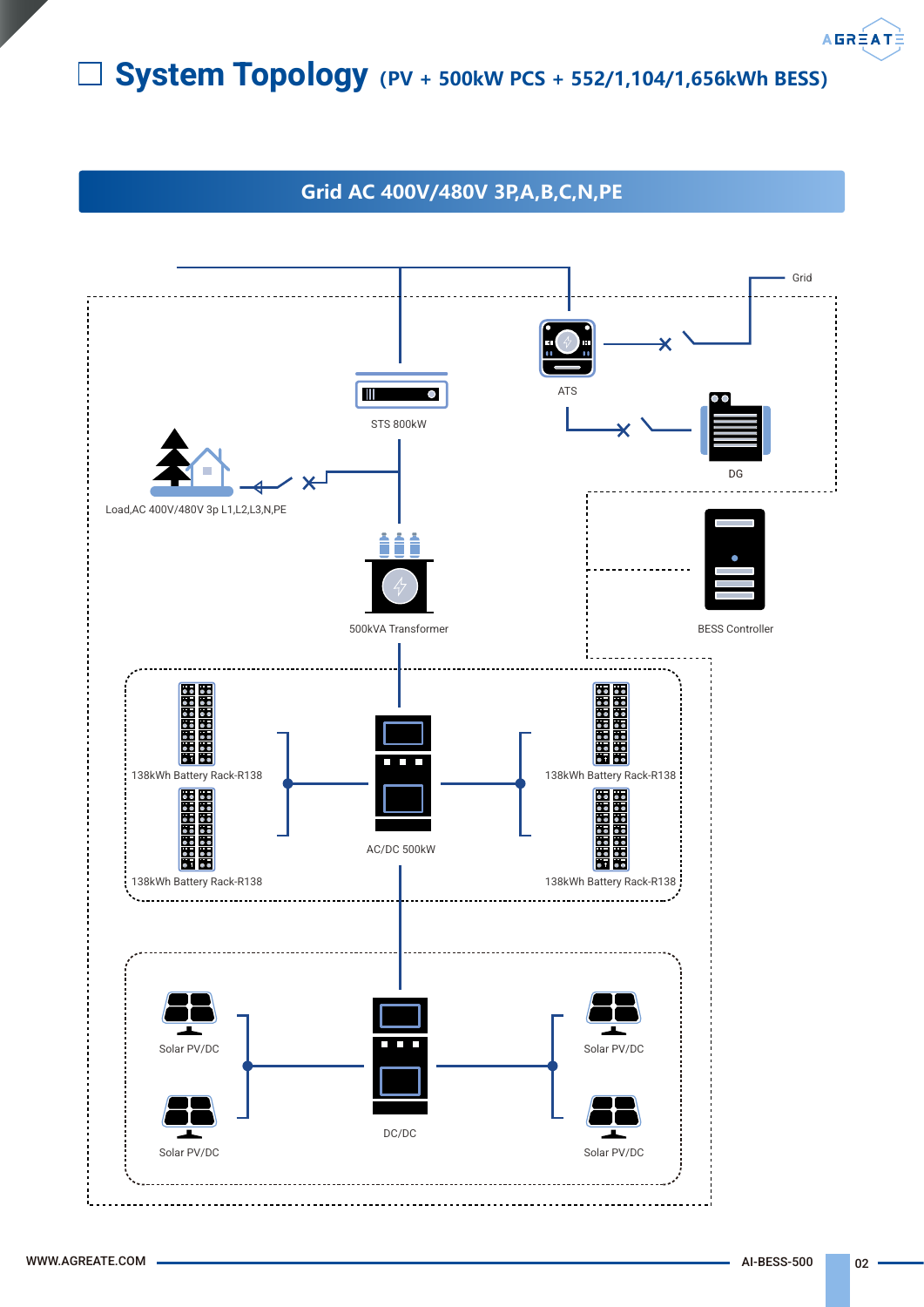# System Topology (PV + 500kW PCS + 552/1,104/1,656kWh BESS)

Grid AC 400V/480V 3P,A,B,C,N,PE

Grid

ATS

STS 800kW

DG

Load,AC 400V/480V 3p L1,L2,L3,N,PE

500kVA Transformer

BESS Controller

138kWh Battery Rack-R138

138kWh Battery Rack-R138

AC/DC 500kW

138kWh Battery Rack-R138

138kWh Battery Rack-R138

Solar PV/DC

Solar PV/DC

DC/DC

Solar PV/DC

Solar PV/DC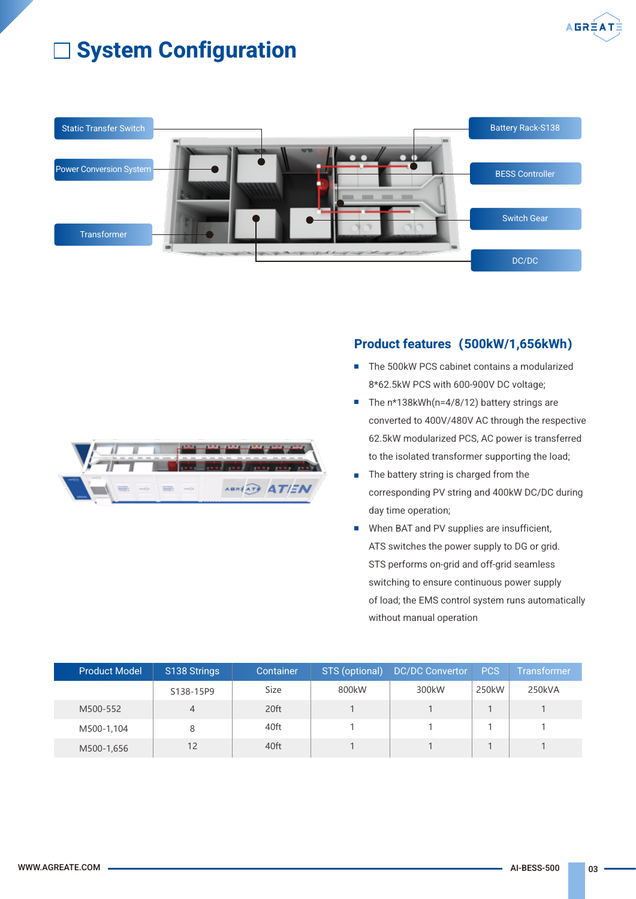# System Configuration

Static Transfer Switch

Power Conversion System

Transformer

Battery Rack-S138

BESS Controller

Switch Gear

DC/DC

## Product features (500kW/1,656kWh)

- The 500kW PCS cabinet contains a modularized 8*62.5kW PCS with 600-900V DC voltage;
- The n*138kWh(n=4/8/12) battery strings are converted to 400V/480V AC through the respective 62.5kW modularized PCS, AC power is transferred to the isolated transformer supporting the load;
- The battery string is charged from the corresponding PV string and 400kW DC/DC during day time operation;
- When BAT and PV supplies are insufficient, ATS switches the power supply to DG or grid. STS performs on-grid and off-grid seamless switching to ensure continuous power supply of load; the EMS control system runs automatically without manual operation

| Product Model | S138 Strings | Container | STS (optional) | DC/DC Convertor | PCS | Transformer |
|---|---|---|---|---|---|---|
| | S138-15P9 | Size | 800kW | 300kW | 250kW | 250kVA |
| M500-552 | 4 | 20ft | 1 | 1 | 1 | 1 |
| M500-1,104 | 8 | 40ft | 1 | 1 | 1 | 1 |
| M500-1,656 | 12 | 40ft | 1 | 1 | 1 | 1 |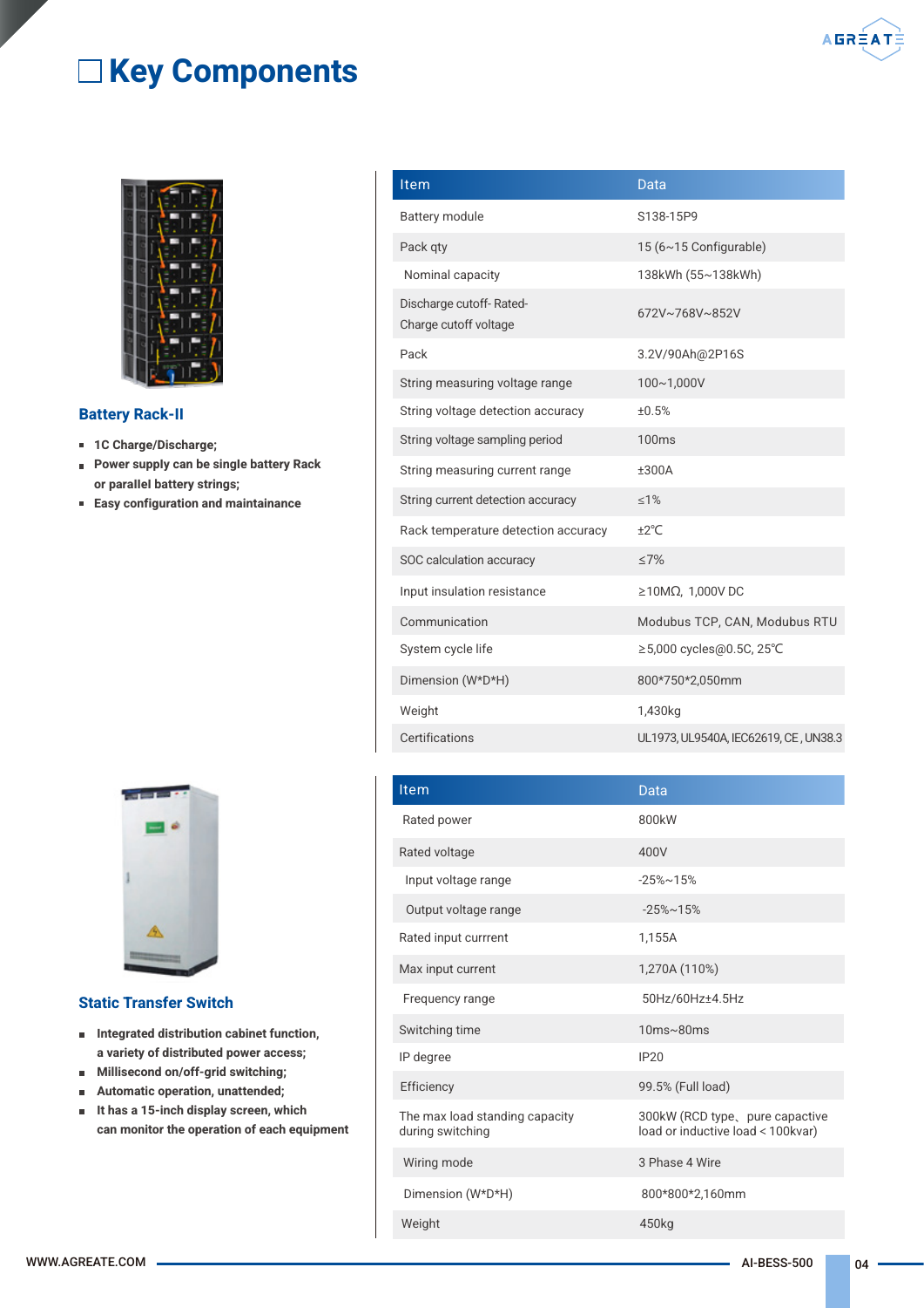# Key Components

## Battery Rack-II

- **1C Charge/Discharge;**
- **Power supply can be single battery Rack or parallel battery strings;**
- **Easy configuration and maintainance**

| Item | Data |
|---|---|
| Battery module | S138-15P9 |
| Pack qty | 15 (6~15 Configurable) |
| Nominal capacity | 138kWh (55~138kWh) |
| Discharge cutoff- Rated- Charge cutoff voltage | 672V~768V~852V |
| Pack | 3.2V/90Ah@2P16S |
| String measuring voltage range | 100~1,000V |
| String voltage detection accuracy | ±0.5% |
| String voltage sampling period | 100ms |
| String measuring current range | ±300A |
| String current detection accuracy | ≤1% |
| Rack temperature detection accuracy | ±2℃ |
| SOC calculation accuracy | ≤7% |
| Input insulation resistance | ≥10MΩ, 1,000V DC |
| Communication | Modubus TCP, CAN, Modubus RTU |
| System cycle life | ≥5,000 cycles@0.5C, 25℃ |
| Dimension (W*D*H) | 800*750*2,050mm |
| Weight | 1,430kg |
| Certifications | UL1973, UL9540A, IEC62619, CE, UN38.3 |

## Static Transfer Switch

- **Integrated distribution cabinet function, a variety of distributed power access;**
- **Millisecond on/off-grid switching;**
- **Automatic operation, unattended;**
- **It has a 15-inch display screen, which can monitor the operation of each equipment**

| Item | Data |
|---|---|
| Rated power | 800kW |
| Rated voltage | 400V |
| Input voltage range | -25%~15% |
| Output voltage range | -25%~15% |
| Rated input currrent | 1,155A |
| Max input current | 1,270A (110%) |
| Frequency range | 50Hz/60Hz±4.5Hz |
| Switching time | 10ms~80ms |
| IP degree | IP20 |
| Efficiency | 99.5% (Full load) |
| The max load standing capacity during switching | 300kW (RCD type、pure capactive load or inductive load < 100kvar) |
| Wiring mode | 3 Phase 4 Wire |
| Dimension (W*D*H) | 800*800*2,160mm |
| Weight | 450kg |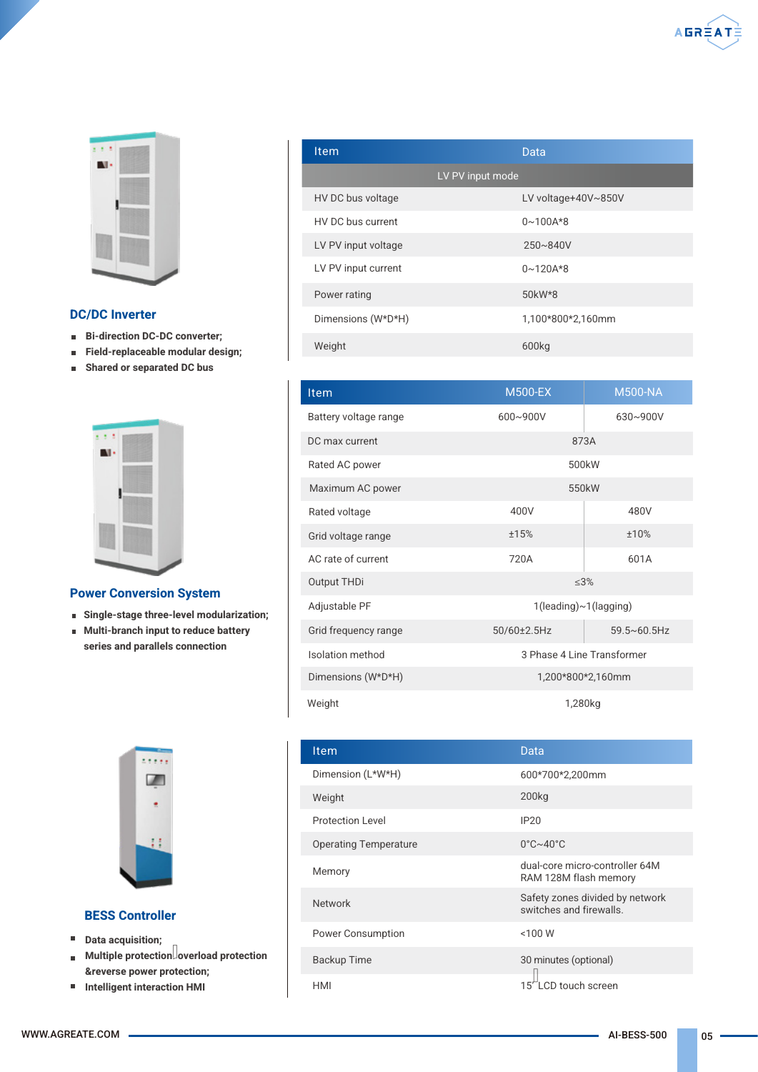## DC/DC Inverter

- Bi-direction DC-DC converter;
- Field-replaceable modular design;
- Shared or separated DC bus

| Item | Data |
|---|---|
| LV PV input mode | |
| HV DC bus voltage | LV voltage+40V~850V |
| HV DC bus current | 0~100A*8 |
| LV PV input voltage | 250~840V |
| LV PV input current | 0~120A*8 |
| Power rating | 50kW*8 |
| Dimensions (W*D*H) | 1,100*800*2,160mm |
| Weight | 600kg |

## Power Conversion System

- Single-stage three-level modularization;
- Multi-branch input to reduce battery series and parallels connection

| Item | M500-EX | M500-NA |
|---|---|---|
| Battery voltage range | 600~900V | 630~900V |
| DC max current | 873A | |
| Rated AC power | 500kW | |
| Maximum AC power | 550kW | |
| Rated voltage | 400V | 480V |
| Grid voltage range | ±15% | ±10% |
| AC rate of current | 720A | 601A |
| Output THDi | ≤3% | |
| Adjustable PF | 1(leading)~1(lagging) | |
| Grid frequency range | 50/60±2.5Hz | 59.5~60.5Hz |
| Isolation method | 3 Phase 4 Line Transformer | |
| Dimensions (W*D*H) | 1,200*800*2,160mm | |
| Weight | 1,280kg | |

## BESS Controller

- Data acquisition;
- Multiple protection overload protection &reverse power protection;
- Intelligent interaction HMI

| Item | Data |
|---|---|
| Dimension (L*W*H) | 600*700*2,200mm |
| Weight | 200kg |
| Protection Level | IP20 |
| Operating Temperature | 0°C~40°C |
| Memory | dual-core micro-controller 64M RAM 128M flash memory |
| Network | Safety zones divided by network switches and firewalls. |
| Power Consumption | <100 W |
| Backup Time | 30 minutes (optional) |
| HMI | 15" LCD touch screen |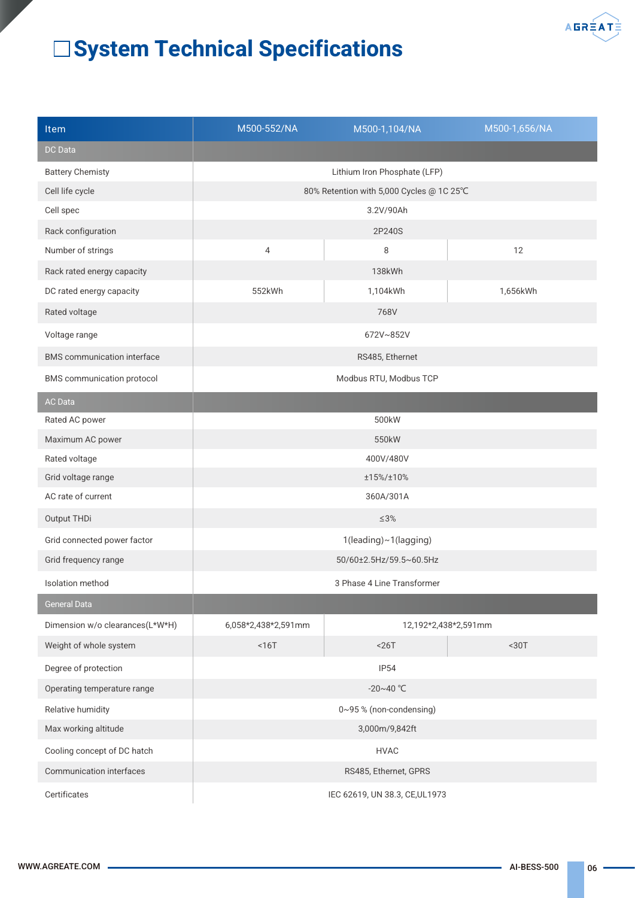# System Technical Specifications

| Item | M500-552/NA | M500-1,104/NA | M500-1,656/NA |
|---|---|---|---|
| **DC Data** | | | |
| Battery Chemisty | Lithium Iron Phosphate (LFP) | | |
| Cell life cycle | 80% Retention with 5,000 Cycles @ 1C 25℃ | | |
| Cell spec | 3.2V/90Ah | | |
| Rack configuration | 2P240S | | |
| Number of strings | 4 | 8 | 12 |
| Rack rated energy capacity | 138kWh | | |
| DC rated energy capacity | 552kWh | 1,104kWh | 1,656kWh |
| Rated voltage | 768V | | |
| Voltage range | 672V~852V | | |
| BMS communication interface | RS485, Ethernet | | |
| BMS communication protocol | Modbus RTU, Modbus TCP | | |
| **AC Data** | | | |
| Rated AC power | 500kW | | |
| Maximum AC power | 550kW | | |
| Rated voltage | 400V/480V | | |
| Grid voltage range | ±15%/±10% | | |
| AC rate of current | 360A/301A | | |
| Output THDi | ≤3% | | |
| Grid connected power factor | 1(leading)~1(lagging) | | |
| Grid frequency range | 50/60±2.5Hz/59.5~60.5Hz | | |
| Isolation method | 3 Phase 4 Line Transformer | | |
| **General Data** | | | |
| Dimension w/o clearances(L*W*H) | 6,058*2,438*2,591mm | 12,192*2,438*2,591mm | |
| Weight of whole system | <16T | <26T | <30T |
| Degree of protection | IP54 | | |
| Operating temperature range | -20~40 ℃ | | |
| Relative humidity | 0~95 % (non-condensing) | | |
| Max working altitude | 3,000m/9,842ft | | |
| Cooling concept of DC hatch | HVAC | | |
| Communication interfaces | RS485, Ethernet, GPRS | | |
| Certificates | IEC 62619, UN 38.3, CE,UL1973 | | |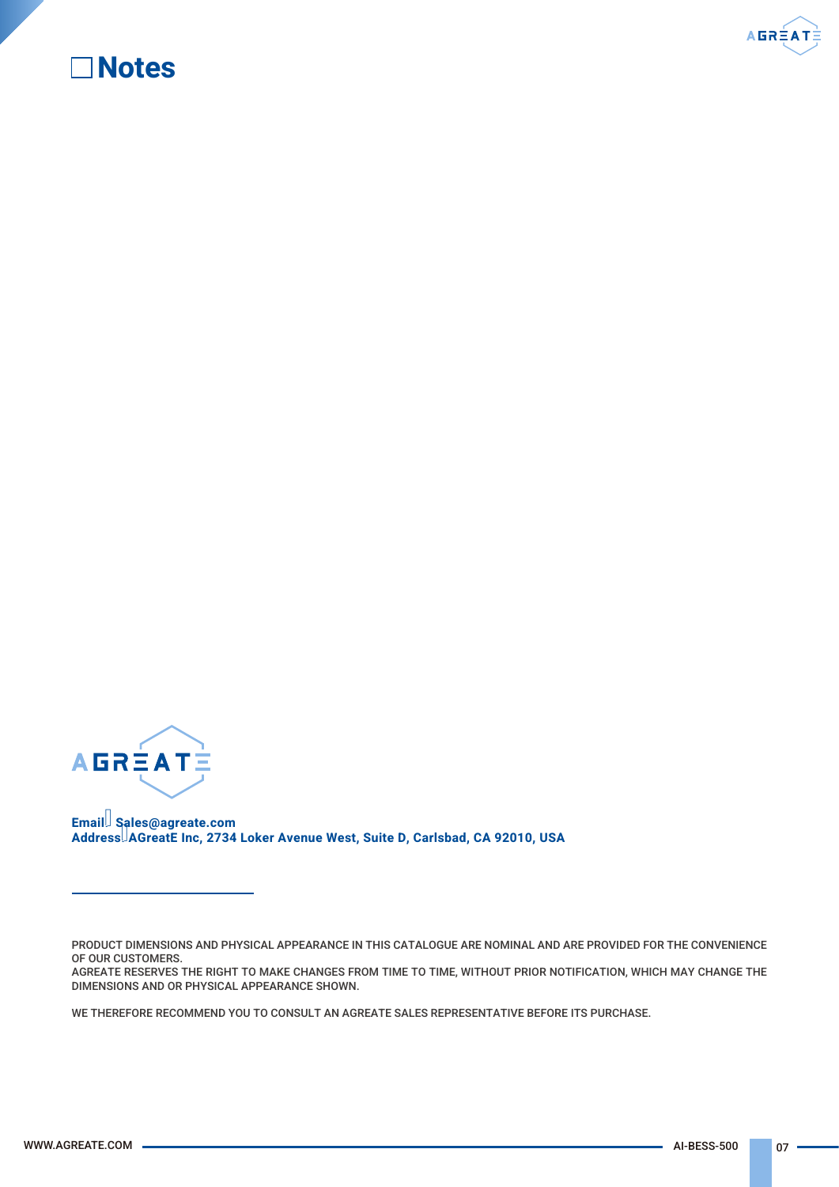# Notes

**Email：Sales@agreate.com**
**Address：AGreatE Inc, 2734 Loker Avenue West, Suite D, Carlsbad, CA 92010, USA**

PRODUCT DIMENSIONS AND PHYSICAL APPEARANCE IN THIS CATALOGUE ARE NOMINAL AND ARE PROVIDED FOR THE CONVENIENCE OF OUR CUSTOMERS.
AGREATE RESERVES THE RIGHT TO MAKE CHANGES FROM TIME TO TIME, WITHOUT PRIOR NOTIFICATION, WHICH MAY CHANGE THE DIMENSIONS AND OR PHYSICAL APPEARANCE SHOWN.

WE THEREFORE RECOMMEND YOU TO CONSULT AN AGREATE SALES REPRESENTATIVE BEFORE ITS PURCHASE.